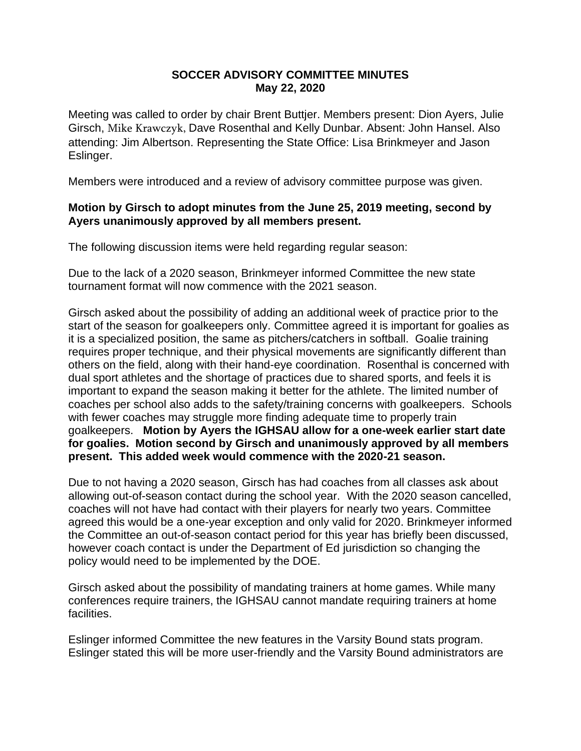**SOCCER ADVISORY COMMITTEE MINUTES**
**May 22, 2020**

Meeting was called to order by chair Brent Buttjer. Members present: Dion Ayers, Julie Girsch, Mike Krawczyk, Dave Rosenthal and Kelly Dunbar. Absent: John Hansel. Also attending: Jim Albertson. Representing the State Office: Lisa Brinkmeyer and Jason Eslinger.

Members were introduced and a review of advisory committee purpose was given.

**Motion by Girsch to adopt minutes from the June 25, 2019 meeting, second by Ayers unanimously approved by all members present.**

The following discussion items were held regarding regular season:

Due to the lack of a 2020 season, Brinkmeyer informed Committee the new state tournament format will now commence with the 2021 season.

Girsch asked about the possibility of adding an additional week of practice prior to the start of the season for goalkeepers only. Committee agreed it is important for goalies as it is a specialized position, the same as pitchers/catchers in softball. Goalie training requires proper technique, and their physical movements are significantly different than others on the field, along with their hand-eye coordination. Rosenthal is concerned with dual sport athletes and the shortage of practices due to shared sports, and feels it is important to expand the season making it better for the athlete. The limited number of coaches per school also adds to the safety/training concerns with goalkeepers. Schools with fewer coaches may struggle more finding adequate time to properly train goalkeepers. **Motion by Ayers the IGHSAU allow for a one-week earlier start date for goalies. Motion second by Girsch and unanimously approved by all members present. This added week would commence with the 2020-21 season.**

Due to not having a 2020 season, Girsch has had coaches from all classes ask about allowing out-of-season contact during the school year. With the 2020 season cancelled, coaches will not have had contact with their players for nearly two years. Committee agreed this would be a one-year exception and only valid for 2020. Brinkmeyer informed the Committee an out-of-season contact period for this year has briefly been discussed, however coach contact is under the Department of Ed jurisdiction so changing the policy would need to be implemented by the DOE.

Girsch asked about the possibility of mandating trainers at home games. While many conferences require trainers, the IGHSAU cannot mandate requiring trainers at home facilities.

Eslinger informed Committee the new features in the Varsity Bound stats program. Eslinger stated this will be more user-friendly and the Varsity Bound administrators are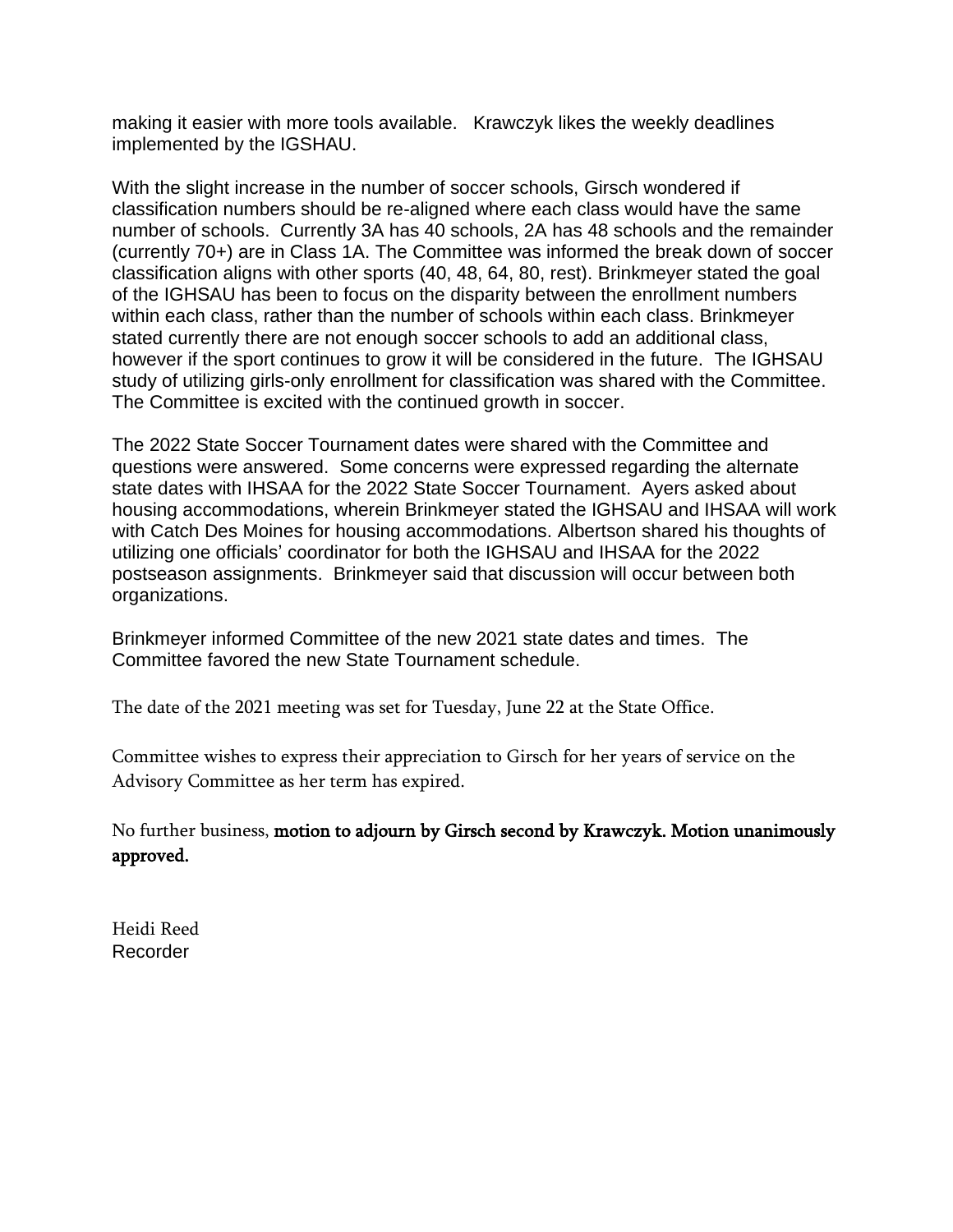making it easier with more tools available. Krawczyk likes the weekly deadlines implemented by the IGSHAU.

With the slight increase in the number of soccer schools, Girsch wondered if classification numbers should be re-aligned where each class would have the same number of schools. Currently 3A has 40 schools, 2A has 48 schools and the remainder (currently 70+) are in Class 1A. The Committee was informed the break down of soccer classification aligns with other sports (40, 48, 64, 80, rest). Brinkmeyer stated the goal of the IGHSAU has been to focus on the disparity between the enrollment numbers within each class, rather than the number of schools within each class. Brinkmeyer stated currently there are not enough soccer schools to add an additional class, however if the sport continues to grow it will be considered in the future. The IGHSAU study of utilizing girls-only enrollment for classification was shared with the Committee. The Committee is excited with the continued growth in soccer.

The 2022 State Soccer Tournament dates were shared with the Committee and questions were answered. Some concerns were expressed regarding the alternate state dates with IHSAA for the 2022 State Soccer Tournament. Ayers asked about housing accommodations, wherein Brinkmeyer stated the IGHSAU and IHSAA will work with Catch Des Moines for housing accommodations. Albertson shared his thoughts of utilizing one officials' coordinator for both the IGHSAU and IHSAA for the 2022 postseason assignments. Brinkmeyer said that discussion will occur between both organizations.

Brinkmeyer informed Committee of the new 2021 state dates and times. The Committee favored the new State Tournament schedule.

The date of the 2021 meeting was set for Tuesday, June 22 at the State Office.

Committee wishes to express their appreciation to Girsch for her years of service on the Advisory Committee as her term has expired.

No further business, **motion to adjourn by Girsch second by Krawczyk. Motion unanimously approved.**

Heidi Reed
Recorder